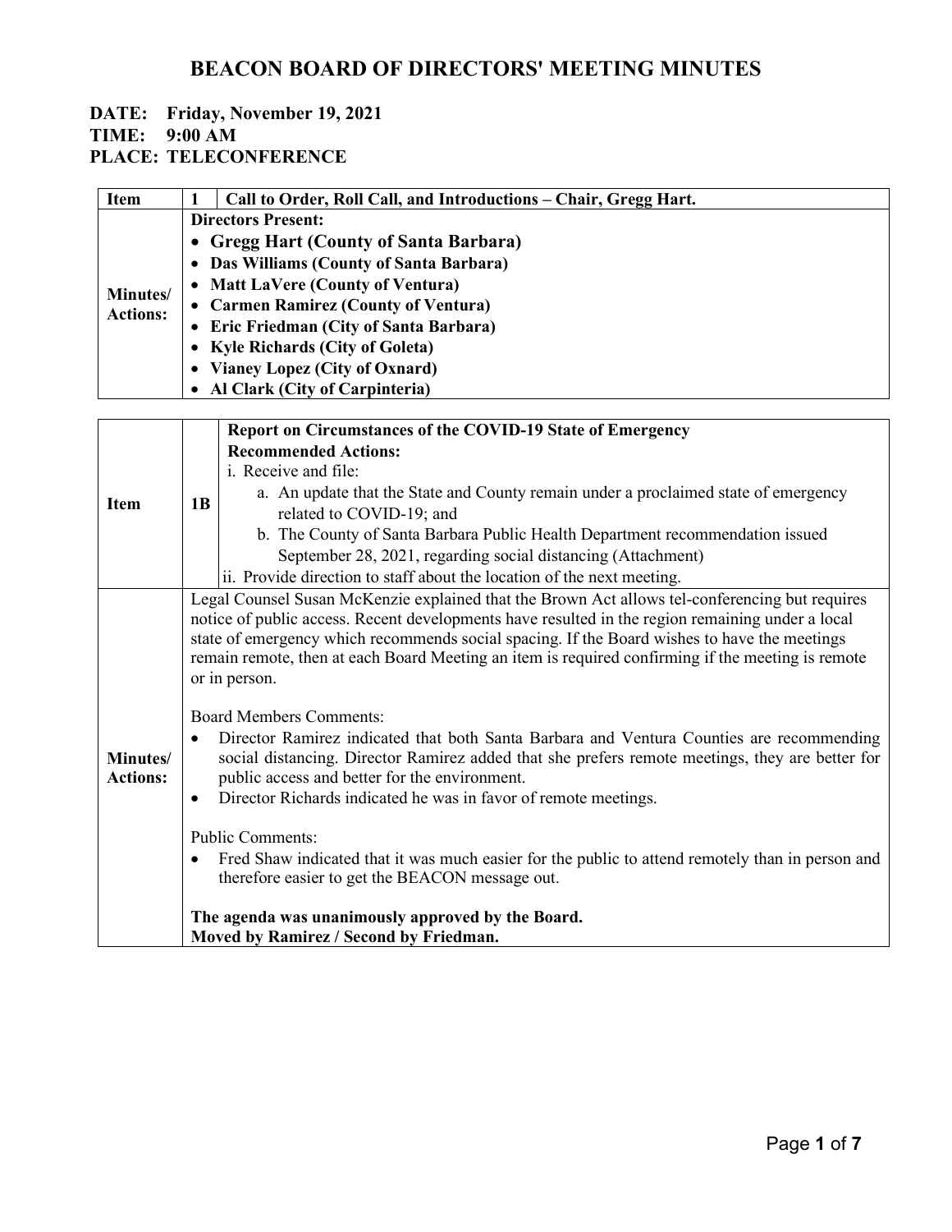# BEACON BOARD OF DIRECTORS' MEETING MINUTES

**DATE: Friday, November 19, 2021**
**TIME: 9:00 AM**
**PLACE: TELECONFERENCE**

| Item | 1 | Call to Order, Roll Call, and Introductions – Chair, Gregg Hart. |
|---|---|---|
| **Minutes/ Actions:** | | **Directors Present:**<br>• **Gregg Hart (County of Santa Barbara)**<br>• **Das Williams (County of Santa Barbara)**<br>• **Matt LaVere (County of Ventura)**<br>• **Carmen Ramirez (County of Ventura)**<br>• **Eric Friedman (City of Santa Barbara)**<br>• **Kyle Richards (City of Goleta)**<br>• **Vianey Lopez (City of Oxnard)**<br>• **Al Clark (City of Carpinteria)** |

| Item | 1B | Report on Circumstances of the COVID-19 State of Emergency |
|---|---|---|
| | | **Recommended Actions:**<br>i. Receive and file:<br>a. An update that the State and County remain under a proclaimed state of emergency related to COVID-19; and<br>b. The County of Santa Barbara Public Health Department recommendation issued September 28, 2021, regarding social distancing (Attachment)<br>ii. Provide direction to staff about the location of the next meeting. |
| **Minutes/ Actions:** | | Legal Counsel Susan McKenzie explained that the Brown Act allows tel-conferencing but requires notice of public access. Recent developments have resulted in the region remaining under a local state of emergency which recommends social spacing. If the Board wishes to have the meetings remain remote, then at each Board Meeting an item is required confirming if the meeting is remote or in person.<br><br>Board Members Comments:<br>• Director Ramirez indicated that both Santa Barbara and Ventura Counties are recommending social distancing. Director Ramirez added that she prefers remote meetings, they are better for public access and better for the environment.<br>• Director Richards indicated he was in favor of remote meetings.<br><br>Public Comments:<br>• Fred Shaw indicated that it was much easier for the public to attend remotely than in person and therefore easier to get the BEACON message out.<br><br>**The agenda was unanimously approved by the Board.**<br>**Moved by Ramirez / Second by Friedman.** |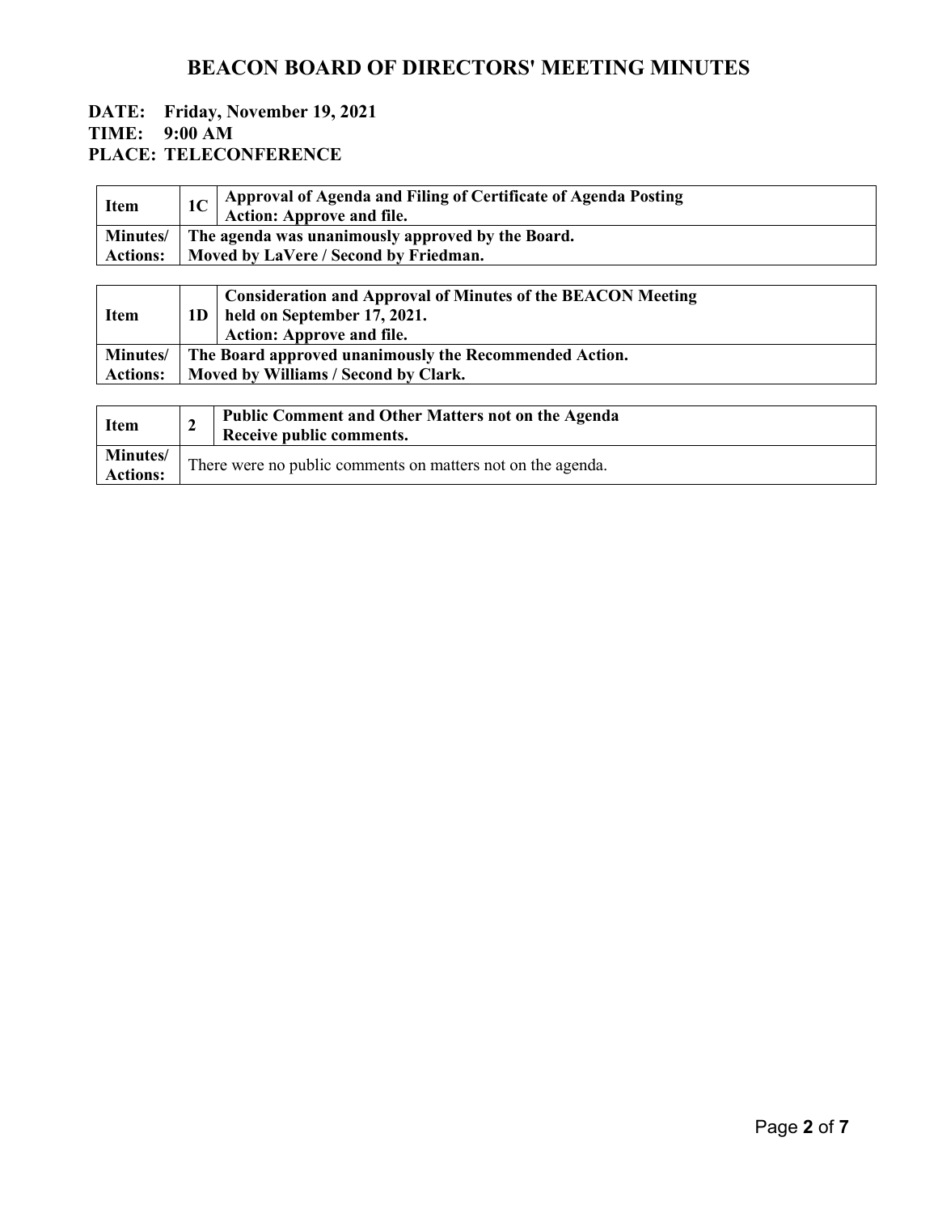# BEACON BOARD OF DIRECTORS' MEETING MINUTES

**DATE: Friday, November 19, 2021**
**TIME: 9:00 AM**
**PLACE: TELECONFERENCE**

| Item | 1C | Approval of Agenda and Filing of Certificate of Agenda Posting<br>Action: Approve and file. |
|---|---|---|
| Minutes/ Actions: | The agenda was unanimously approved by the Board.<br>Moved by LaVere / Second by Friedman. | |

| Item | 1D | Consideration and Approval of Minutes of the BEACON Meeting held on September 17, 2021.<br>Action: Approve and file. |
|---|---|---|
| Minutes/ Actions: | The Board approved unanimously the Recommended Action.<br>Moved by Williams / Second by Clark. | |

| Item | 2 | Public Comment and Other Matters not on the Agenda<br>Receive public comments. |
|---|---|---|
| Minutes/ Actions: | There were no public comments on matters not on the agenda. | |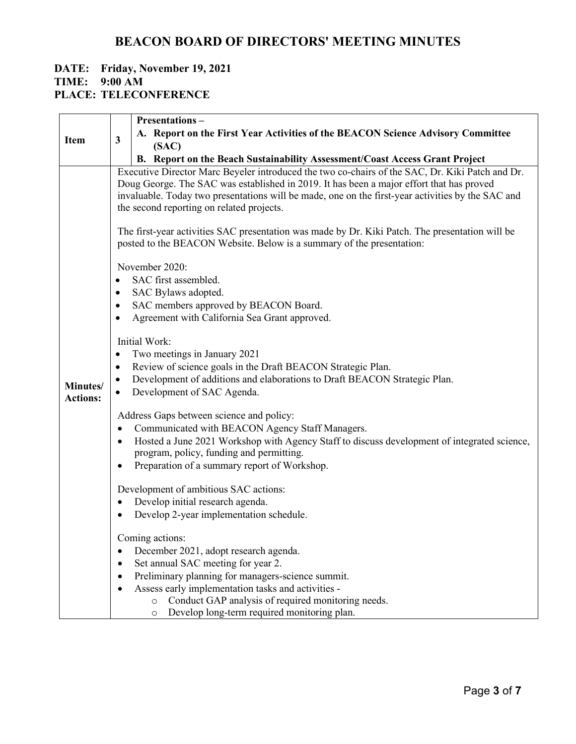# BEACON BOARD OF DIRECTORS' MEETING MINUTES

**DATE: Friday, November 19, 2021**
**TIME: 9:00 AM**
**PLACE: TELECONFERENCE**

| Item | 3 | **Presentations –** **A. Report on the First Year Activities of the BEACON Science Advisory Committee (SAC)** **B. Report on the Beach Sustainability Assessment/Coast Access Grant Project** |
|---|---|---|

**Minutes/ Actions:**

Executive Director Marc Beyeler introduced the two co-chairs of the SAC, Dr. Kiki Patch and Dr. Doug George. The SAC was established in 2019. It has been a major effort that has proved invaluable. Today two presentations will be made, one on the first-year activities by the SAC and the second reporting on related projects.

The first-year activities SAC presentation was made by Dr. Kiki Patch. The presentation will be posted to the BEACON Website. Below is a summary of the presentation:

November 2020:

- SAC first assembled.
- SAC Bylaws adopted.
- SAC members approved by BEACON Board.
- Agreement with California Sea Grant approved.

Initial Work:

- Two meetings in January 2021
- Review of science goals in the Draft BEACON Strategic Plan.
- Development of additions and elaborations to Draft BEACON Strategic Plan.
- Development of SAC Agenda.

Address Gaps between science and policy:

- Communicated with BEACON Agency Staff Managers.
- Hosted a June 2021 Workshop with Agency Staff to discuss development of integrated science, program, policy, funding and permitting.
- Preparation of a summary report of Workshop.

Development of ambitious SAC actions:

- Develop initial research agenda.
- Develop 2-year implementation schedule.

Coming actions:

- December 2021, adopt research agenda.
- Set annual SAC meeting for year 2.
- Preliminary planning for managers-science summit.
- Assess early implementation tasks and activities -
  - Conduct GAP analysis of required monitoring needs.
  - Develop long-term required monitoring plan.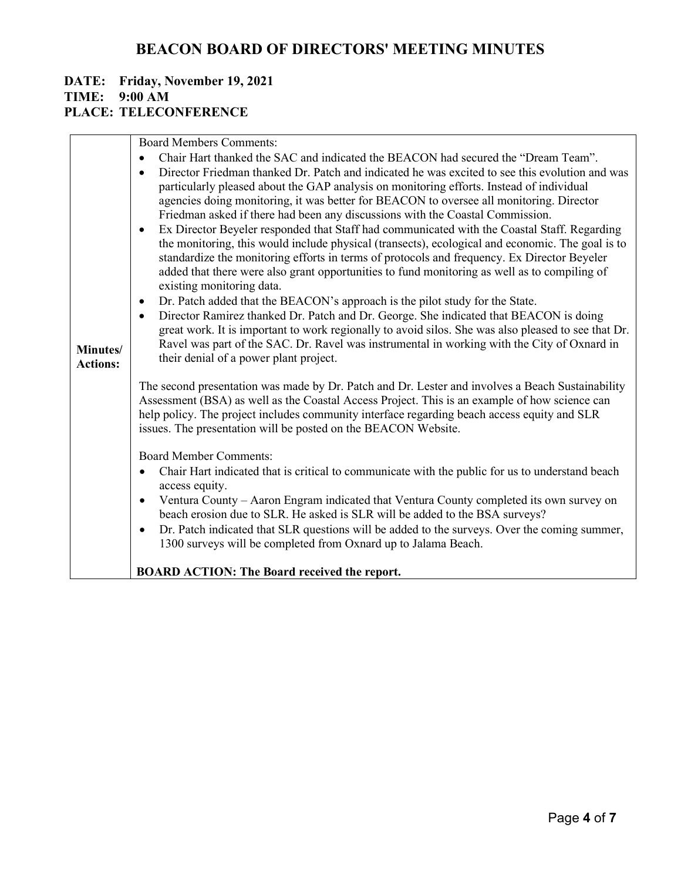# BEACON BOARD OF DIRECTORS' MEETING MINUTES

**DATE: Friday, November 19, 2021**
**TIME: 9:00 AM**
**PLACE: TELECONFERENCE**

**Minutes/ Actions:**

Board Members Comments:

- Chair Hart thanked the SAC and indicated the BEACON had secured the "Dream Team".
- Director Friedman thanked Dr. Patch and indicated he was excited to see this evolution and was particularly pleased about the GAP analysis on monitoring efforts. Instead of individual agencies doing monitoring, it was better for BEACON to oversee all monitoring. Director Friedman asked if there had been any discussions with the Coastal Commission.
- Ex Director Beyeler responded that Staff had communicated with the Coastal Staff. Regarding the monitoring, this would include physical (transects), ecological and economic. The goal is to standardize the monitoring efforts in terms of protocols and frequency. Ex Director Beyeler added that there were also grant opportunities to fund monitoring as well as to compiling of existing monitoring data.
- Dr. Patch added that the BEACON's approach is the pilot study for the State.
- Director Ramirez thanked Dr. Patch and Dr. George. She indicated that BEACON is doing great work. It is important to work regionally to avoid silos. She was also pleased to see that Dr. Ravel was part of the SAC. Dr. Ravel was instrumental in working with the City of Oxnard in their denial of a power plant project.

The second presentation was made by Dr. Patch and Dr. Lester and involves a Beach Sustainability Assessment (BSA) as well as the Coastal Access Project. This is an example of how science can help policy. The project includes community interface regarding beach access equity and SLR issues. The presentation will be posted on the BEACON Website.

Board Member Comments:

- Chair Hart indicated that is critical to communicate with the public for us to understand beach access equity.
- Ventura County – Aaron Engram indicated that Ventura County completed its own survey on beach erosion due to SLR. He asked is SLR will be added to the BSA surveys?
- Dr. Patch indicated that SLR questions will be added to the surveys. Over the coming summer, 1300 surveys will be completed from Oxnard up to Jalama Beach.

**BOARD ACTION: The Board received the report.**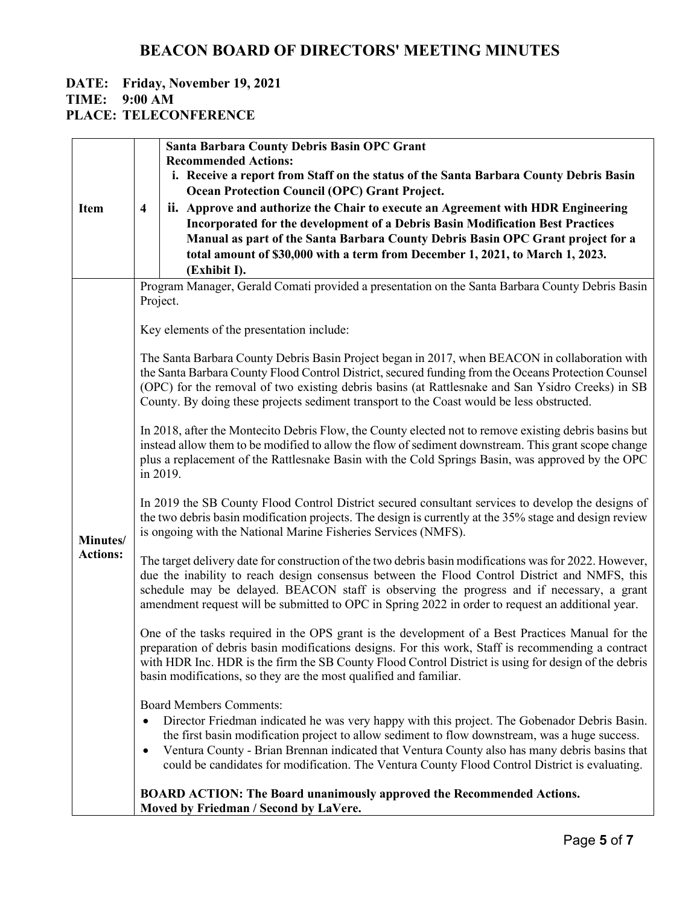# BEACON BOARD OF DIRECTORS' MEETING MINUTES

**DATE: Friday, November 19, 2021**
**TIME: 9:00 AM**
**PLACE: TELECONFERENCE**

| | | |
|---|---|---|
| **Item** | **4** | **Santa Barbara County Debris Basin OPC Grant**<br>**Recommended Actions:**<br>**i. Receive a report from Staff on the status of the Santa Barbara County Debris Basin Ocean Protection Council (OPC) Grant Project.**<br>**ii. Approve and authorize the Chair to execute an Agreement with HDR Engineering Incorporated for the development of a Debris Basin Modification Best Practices Manual as part of the Santa Barbara County Debris Basin OPC Grant project for a total amount of $30,000 with a term from December 1, 2021, to March 1, 2023. (Exhibit I).** |
| **Minutes/ Actions:** | | Program Manager, Gerald Comati provided a presentation on the Santa Barbara County Debris Basin Project.<br><br>Key elements of the presentation include:<br><br>The Santa Barbara County Debris Basin Project began in 2017, when BEACON in collaboration with the Santa Barbara County Flood Control District, secured funding from the Oceans Protection Counsel (OPC) for the removal of two existing debris basins (at Rattlesnake and San Ysidro Creeks) in SB County. By doing these projects sediment transport to the Coast would be less obstructed.<br><br>In 2018, after the Montecito Debris Flow, the County elected not to remove existing debris basins but instead allow them to be modified to allow the flow of sediment downstream. This grant scope change plus a replacement of the Rattlesnake Basin with the Cold Springs Basin, was approved by the OPC in 2019.<br><br>In 2019 the SB County Flood Control District secured consultant services to develop the designs of the two debris basin modification projects. The design is currently at the 35% stage and design review is ongoing with the National Marine Fisheries Services (NMFS).<br><br>The target delivery date for construction of the two debris basin modifications was for 2022. However, due the inability to reach design consensus between the Flood Control District and NMFS, this schedule may be delayed. BEACON staff is observing the progress and if necessary, a grant amendment request will be submitted to OPC in Spring 2022 in order to request an additional year.<br><br>One of the tasks required in the OPS grant is the development of a Best Practices Manual for the preparation of debris basin modifications designs. For this work, Staff is recommending a contract with HDR Inc. HDR is the firm the SB County Flood Control District is using for design of the debris basin modifications, so they are the most qualified and familiar.<br><br>Board Members Comments:<br>• Director Friedman indicated he was very happy with this project. The Gobenador Debris Basin. the first basin modification project to allow sediment to flow downstream, was a huge success.<br>• Ventura County - Brian Brennan indicated that Ventura County also has many debris basins that could be candidates for modification. The Ventura County Flood Control District is evaluating.<br><br>**BOARD ACTION: The Board unanimously approved the Recommended Actions.**<br>**Moved by Friedman / Second by LaVere.** |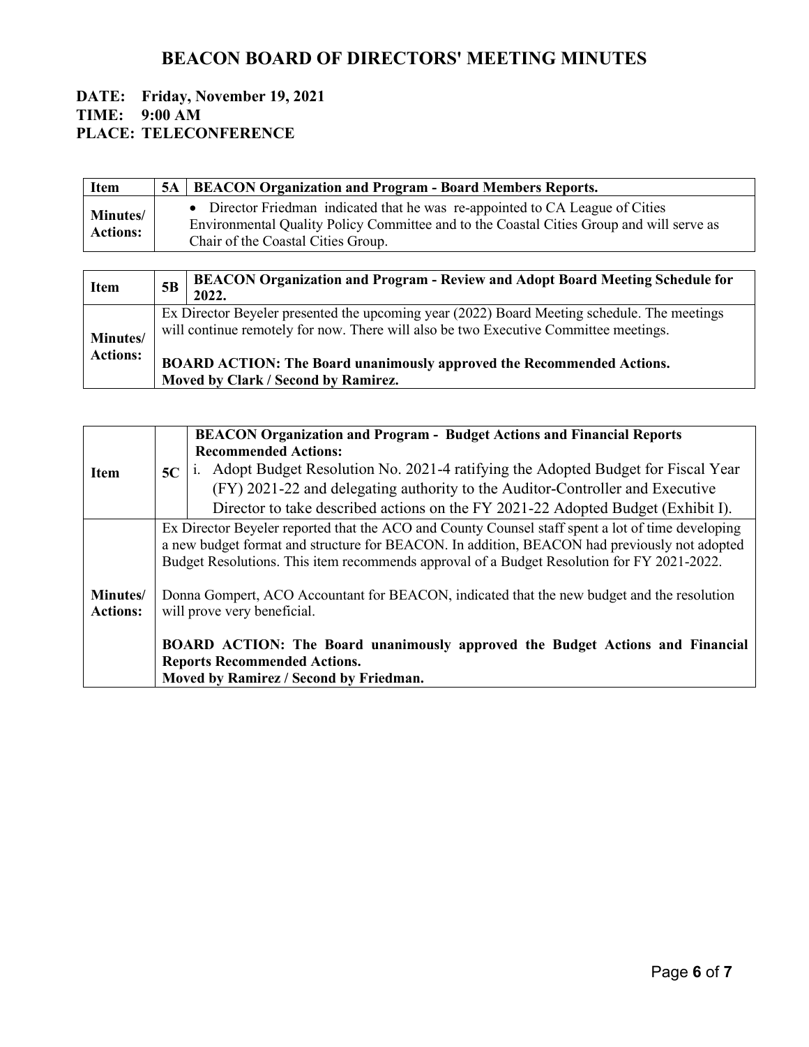# BEACON BOARD OF DIRECTORS' MEETING MINUTES

**DATE: Friday, November 19, 2021**
**TIME: 9:00 AM**
**PLACE: TELECONFERENCE**

| **Item** | **5A** | **BEACON Organization and Program - Board Members Reports.** |
|---|---|---|
| **Minutes/ Actions:** | | • Director Friedman indicated that he was re-appointed to CA League of Cities Environmental Quality Policy Committee and to the Coastal Cities Group and will serve as Chair of the Coastal Cities Group. |

| **Item** | **5B** | **BEACON Organization and Program - Review and Adopt Board Meeting Schedule for 2022.** |
|---|---|---|
| **Minutes/ Actions:** | | Ex Director Beyeler presented the upcoming year (2022) Board Meeting schedule. The meetings will continue remotely for now. There will also be two Executive Committee meetings.<br><br>**BOARD ACTION: The Board unanimously approved the Recommended Actions.**<br>**Moved by Clark / Second by Ramirez.** |

| **Item** | **5C** | **BEACON Organization and Program - Budget Actions and Financial Reports Recommended Actions:**<br>i. Adopt Budget Resolution No. 2021-4 ratifying the Adopted Budget for Fiscal Year (FY) 2021-22 and delegating authority to the Auditor-Controller and Executive Director to take described actions on the FY 2021-22 Adopted Budget (Exhibit I). |
|---|---|---|
| **Minutes/ Actions:** | | Ex Director Beyeler reported that the ACO and County Counsel staff spent a lot of time developing a new budget format and structure for BEACON. In addition, BEACON had previously not adopted Budget Resolutions. This item recommends approval of a Budget Resolution for FY 2021-2022.<br><br>Donna Gompert, ACO Accountant for BEACON, indicated that the new budget and the resolution will prove very beneficial.<br><br>**BOARD ACTION: The Board unanimously approved the Budget Actions and Financial Reports Recommended Actions.**<br>**Moved by Ramirez / Second by Friedman.** |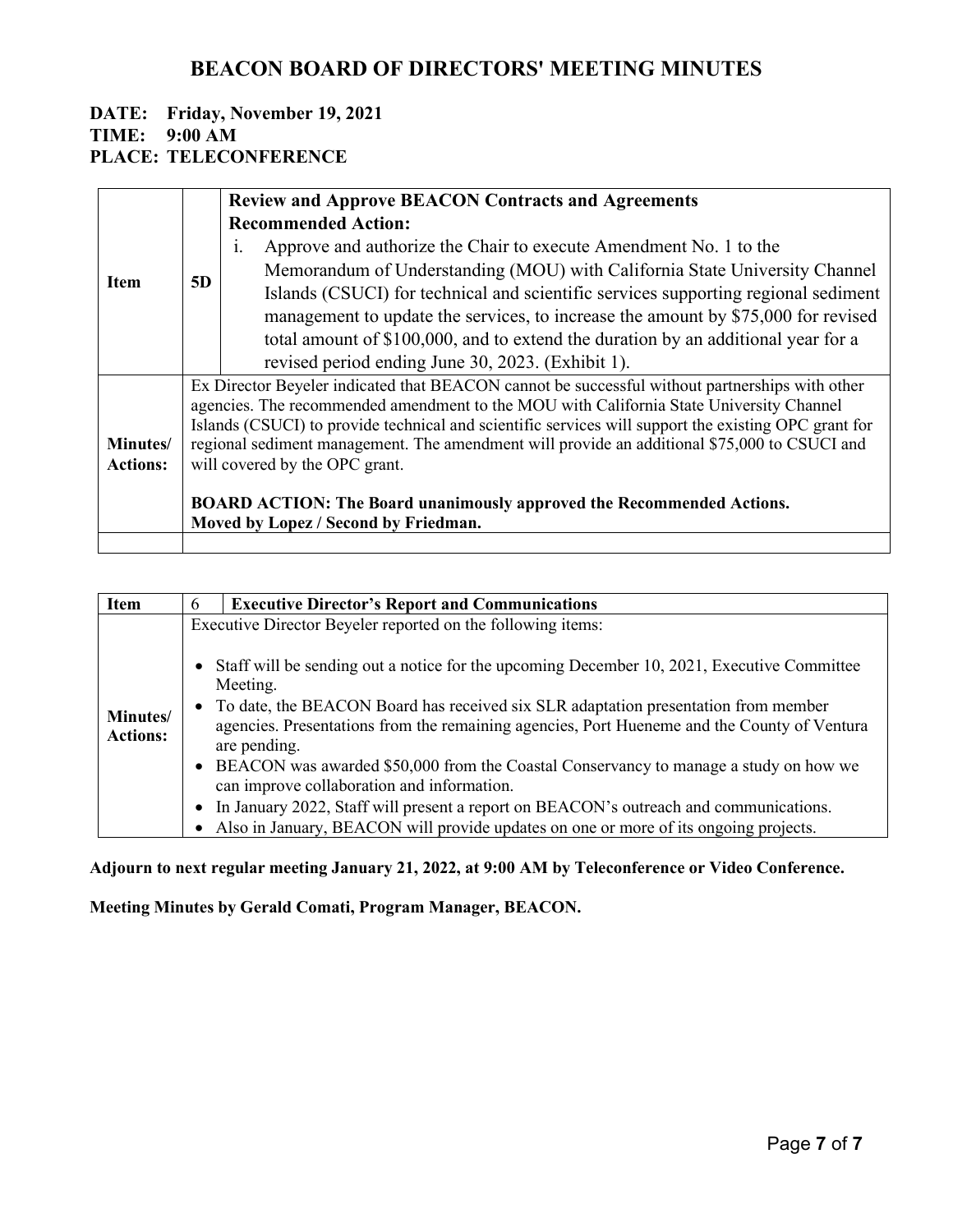# BEACON BOARD OF DIRECTORS' MEETING MINUTES

**DATE: Friday, November 19, 2021**
**TIME: 9:00 AM**
**PLACE: TELECONFERENCE**

| | | |
|---|---|---|
| **Item** | **5D** | **Review and Approve BEACON Contracts and Agreements**<br>**Recommended Action:**<br>i. Approve and authorize the Chair to execute Amendment No. 1 to the Memorandum of Understanding (MOU) with California State University Channel Islands (CSUCI) for technical and scientific services supporting regional sediment management to update the services, to increase the amount by $75,000 for revised total amount of $100,000, and to extend the duration by an additional year for a revised period ending June 30, 2023. (Exhibit 1). |
| **Minutes/ Actions:** | Ex Director Beyeler indicated that BEACON cannot be successful without partnerships with other agencies. The recommended amendment to the MOU with California State University Channel Islands (CSUCI) to provide technical and scientific services will support the existing OPC grant for regional sediment management. The amendment will provide an additional $75,000 to CSUCI and will covered by the OPC grant.<br><br>**BOARD ACTION: The Board unanimously approved the Recommended Actions.**<br>**Moved by Lopez / Second by Friedman.** | |
| | | |

| **Item** | 6 | **Executive Director's Report and Communications** |
|---|---|---|
| **Minutes/ Actions:** | Executive Director Beyeler reported on the following items:<br><br>• Staff will be sending out a notice for the upcoming December 10, 2021, Executive Committee Meeting.<br>• To date, the BEACON Board has received six SLR adaptation presentation from member agencies. Presentations from the remaining agencies, Port Hueneme and the County of Ventura are pending.<br>• BEACON was awarded $50,000 from the Coastal Conservancy to manage a study on how we can improve collaboration and information.<br>• In January 2022, Staff will present a report on BEACON's outreach and communications.<br>• Also in January, BEACON will provide updates on one or more of its ongoing projects. | |

**Adjourn to next regular meeting January 21, 2022, at 9:00 AM by Teleconference or Video Conference.**

**Meeting Minutes by Gerald Comati, Program Manager, BEACON.**